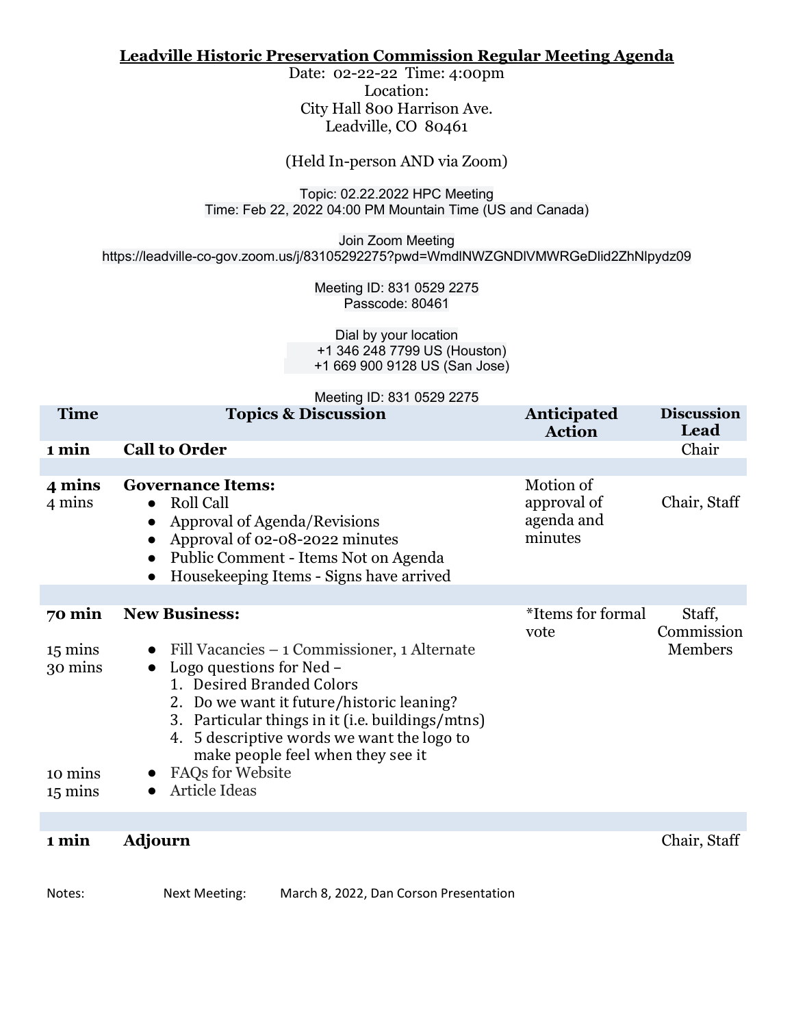# Leadville Historic Preservation Commission Regular Meeting Agenda

Date: 02-22-22 Time: 4:00pm
Location:
City Hall 800 Harrison Ave.
Leadville, CO 80461

(Held In-person AND via Zoom)

Topic: 02.22.2022 HPC Meeting
Time: Feb 22, 2022 04:00 PM Mountain Time (US and Canada)

Join Zoom Meeting
https://leadville-co-gov.zoom.us/j/83105292275?pwd=WmdlNWZGNDlVMWRGeDlid2ZhNlpydz09

Meeting ID: 831 0529 2275
Passcode: 80461

Dial by your location
+1 346 248 7799 US (Houston)
+1 669 900 9128 US (San Jose)

Meeting ID: 831 0529 2275

| Time | Topics & Discussion | Anticipated Action | Discussion Lead |
|---|---|---|---|
| **1 min** | **Call to Order** | | Chair |
| | | | |
| **4 mins**<br>4 mins | **Governance Items:**<br>● Roll Call<br>● Approval of Agenda/Revisions<br>● Approval of 02-08-2022 minutes<br>● Public Comment - Items Not on Agenda<br>● Housekeeping Items - Signs have arrived | Motion of approval of agenda and minutes | Chair, Staff |
| | | | |
| **70 min**<br><br>15 mins<br>30 mins<br><br><br><br><br><br>10 mins<br>15 mins | **New Business:**<br><br>● Fill Vacancies – 1 Commissioner, 1 Alternate<br>● Logo questions for Ned –<br>1. Desired Branded Colors<br>2. Do we want it future/historic leaning?<br>3. Particular things in it (i.e. buildings/mtns)<br>4. 5 descriptive words we want the logo to make people feel when they see it<br>● FAQs for Website<br>● Article Ideas | *Items for formal vote | Staff, Commission Members |
| | | | |
| **1 min** | **Adjourn** | | Chair, Staff |

Notes: Next Meeting: March 8, 2022, Dan Corson Presentation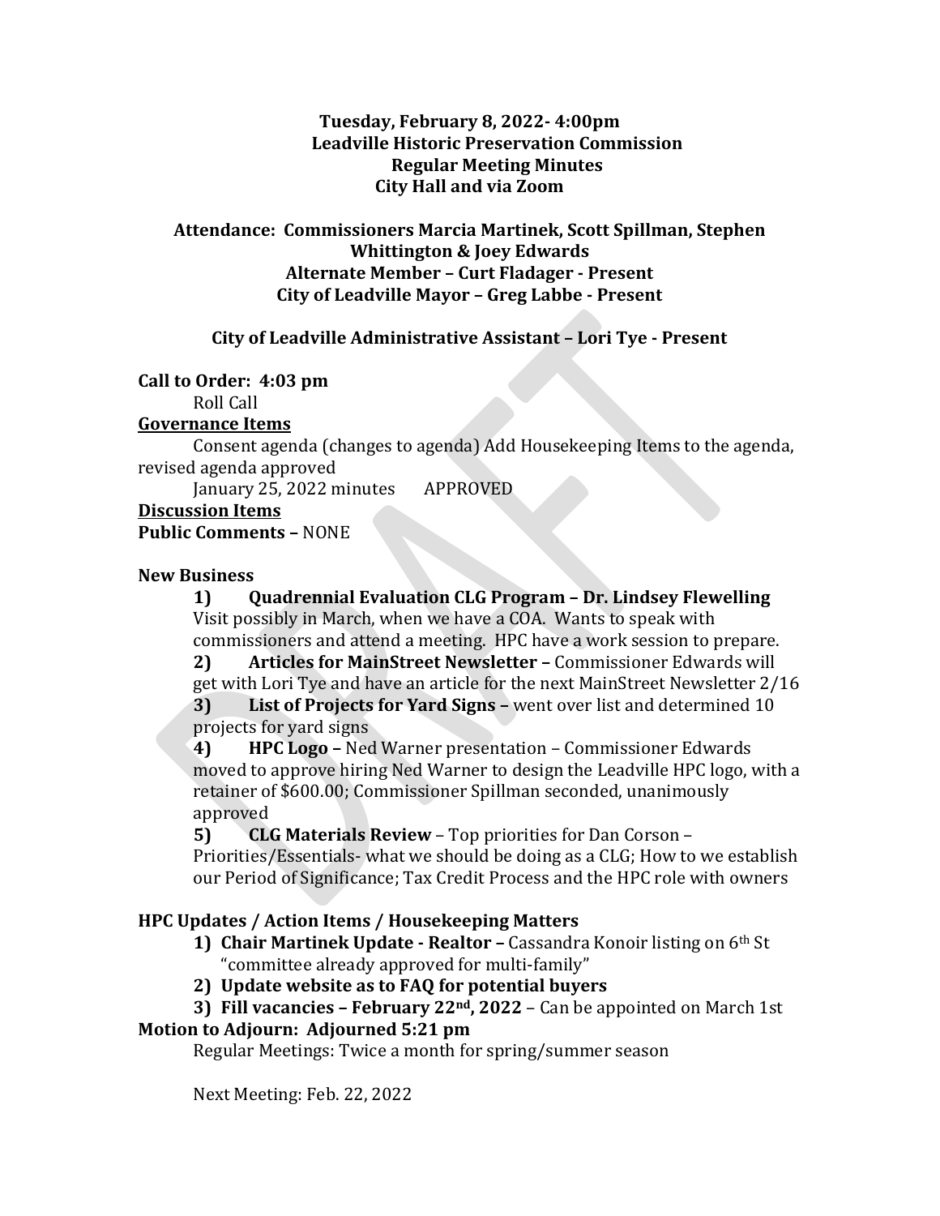**Tuesday, February 8, 2022- 4:00pm**
**Leadville Historic Preservation Commission**
**Regular Meeting Minutes**
**City Hall and via Zoom**

**Attendance: Commissioners Marcia Martinek, Scott Spillman, Stephen Whittington & Joey Edwards**
**Alternate Member – Curt Fladager - Present**
**City of Leadville Mayor – Greg Labbe - Present**

**City of Leadville Administrative Assistant – Lori Tye - Present**

**Call to Order: 4:03 pm**

Roll Call

**Governance Items**

Consent agenda (changes to agenda) Add Housekeeping Items to the agenda, revised agenda approved

January 25, 2022 minutes APPROVED

**Discussion Items**

**Public Comments –** NONE

**New Business**

1) **Quadrennial Evaluation CLG Program – Dr. Lindsey Flewelling**
Visit possibly in March, when we have a COA. Wants to speak with commissioners and attend a meeting. HPC have a work session to prepare.
2) **Articles for MainStreet Newsletter –** Commissioner Edwards will get with Lori Tye and have an article for the next MainStreet Newsletter 2/16
3) **List of Projects for Yard Signs –** went over list and determined 10 projects for yard signs
4) **HPC Logo –** Ned Warner presentation – Commissioner Edwards moved to approve hiring Ned Warner to design the Leadville HPC logo, with a retainer of $600.00; Commissioner Spillman seconded, unanimously approved
5) **CLG Materials Review** – Top priorities for Dan Corson – Priorities/Essentials- what we should be doing as a CLG; How to we establish our Period of Significance; Tax Credit Process and the HPC role with owners

**HPC Updates / Action Items / Housekeeping Matters**

1) **Chair Martinek Update - Realtor –** Cassandra Konoir listing on 6th St "committee already approved for multi-family"
2) **Update website as to FAQ for potential buyers**
3) **Fill vacancies – February 22nd, 2022** – Can be appointed on March 1st

**Motion to Adjourn: Adjourned 5:21 pm**

Regular Meetings: Twice a month for spring/summer season

Next Meeting: Feb. 22, 2022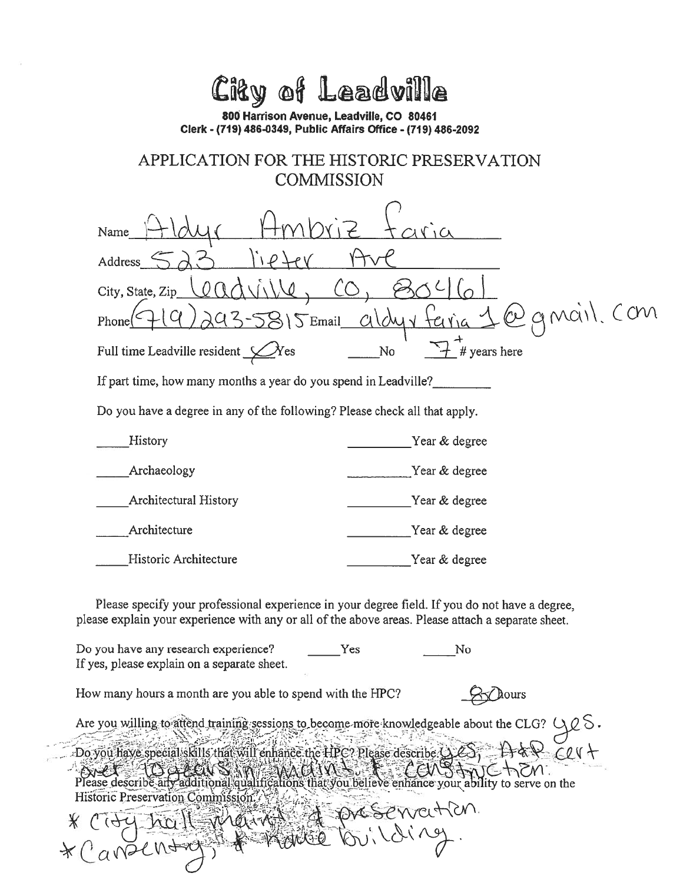# City of Leadville

**800 Harrison Avenue, Leadville, CO 80461**
**Clerk - (719) 486-0349, Public Affairs Office - (719) 486-2092**

## APPLICATION FOR THE HISTORIC PRESERVATION COMMISSION

Name Aldyr Ambriz Faria

Address 523 Lieter Ave

City, State, Zip Leadville, CO, 80461

Phone (719) 293-5815 Email aldyrfaria1@gmail.com

Full time Leadville resident ✓ Yes ____ No 7+ # years here

If part time, how many months a year do you spend in Leadville?________

Do you have a degree in any of the following? Please check all that apply.

| | |
|---|---|
| ____History | ________Year & degree |
| ____Archaeology | ________Year & degree |
| ____Architectural History | ________Year & degree |
| ____Architecture | ________Year & degree |
| ____Historic Architecture | ________Year & degree |

Please specify your professional experience in your degree field. If you do not have a degree, please explain your experience with any or all of the above areas. Please attach a separate sheet.

Do you have any research experience? ____Yes ____No
If yes, please explain on a separate sheet.

How many hours a month are you able to spend with the HPC? 80 hours

Are you willing to attend training sessions to become more knowledgeable about the CLG? yes.

Do you have special skills that will enhance the HPC? Please describe. yes, A&P cert over 10 years in maint. & construction.

Please describe any additional qualifications that you believe enhance your ability to serve on the Historic Preservation Commission.

* City hall maint. & preservation.
* Carpentry, & home building.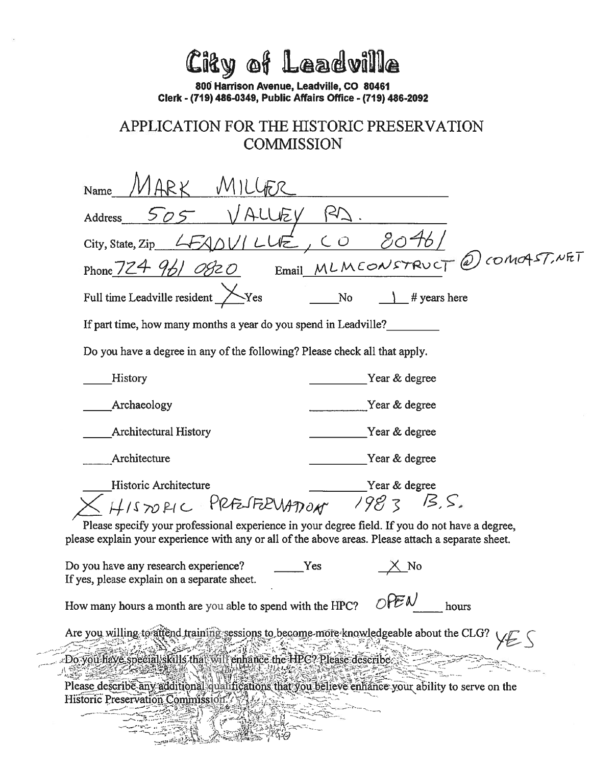# City of Leadville

**800 Harrison Avenue, Leadville, CO 80461**
**Clerk - (719) 486-0349, Public Affairs Office - (719) 486-2092**

## APPLICATION FOR THE HISTORIC PRESERVATION COMMISSION

Name MARK MILLER

Address 505 VALLEY RD.

City, State, Zip LEADVILLE, CO 80461

Phone 724 961 0820 Email MLMCONSTRUCT @ COMCAST.NET

Full time Leadville resident X Yes ____ No 1 # years here

If part time, how many months a year do you spend in Leadville?________

Do you have a degree in any of the following? Please check all that apply.

____History ________Year & degree

____Archaeology ________Year & degree

____Architectural History ________Year & degree

____Architecture ________Year & degree

____Historic Architecture ________Year & degree

X HISTORIC PRESERVATION 1983 B.S.

Please specify your professional experience in your degree field. If you do not have a degree, please explain your experience with any or all of the above areas. Please attach a separate sheet.

Do you have any research experience? ____Yes X No
If yes, please explain on a separate sheet.

How many hours a month are you able to spend with the HPC? OPEN hours

Are you willing to attend training sessions to become more knowledgeable about the CLG? YES

Do you have special skills that will enhance the HPC? Please describe.

Please describe any additional qualifications that you believe enhance your ability to serve on the Historic Preservation Commission.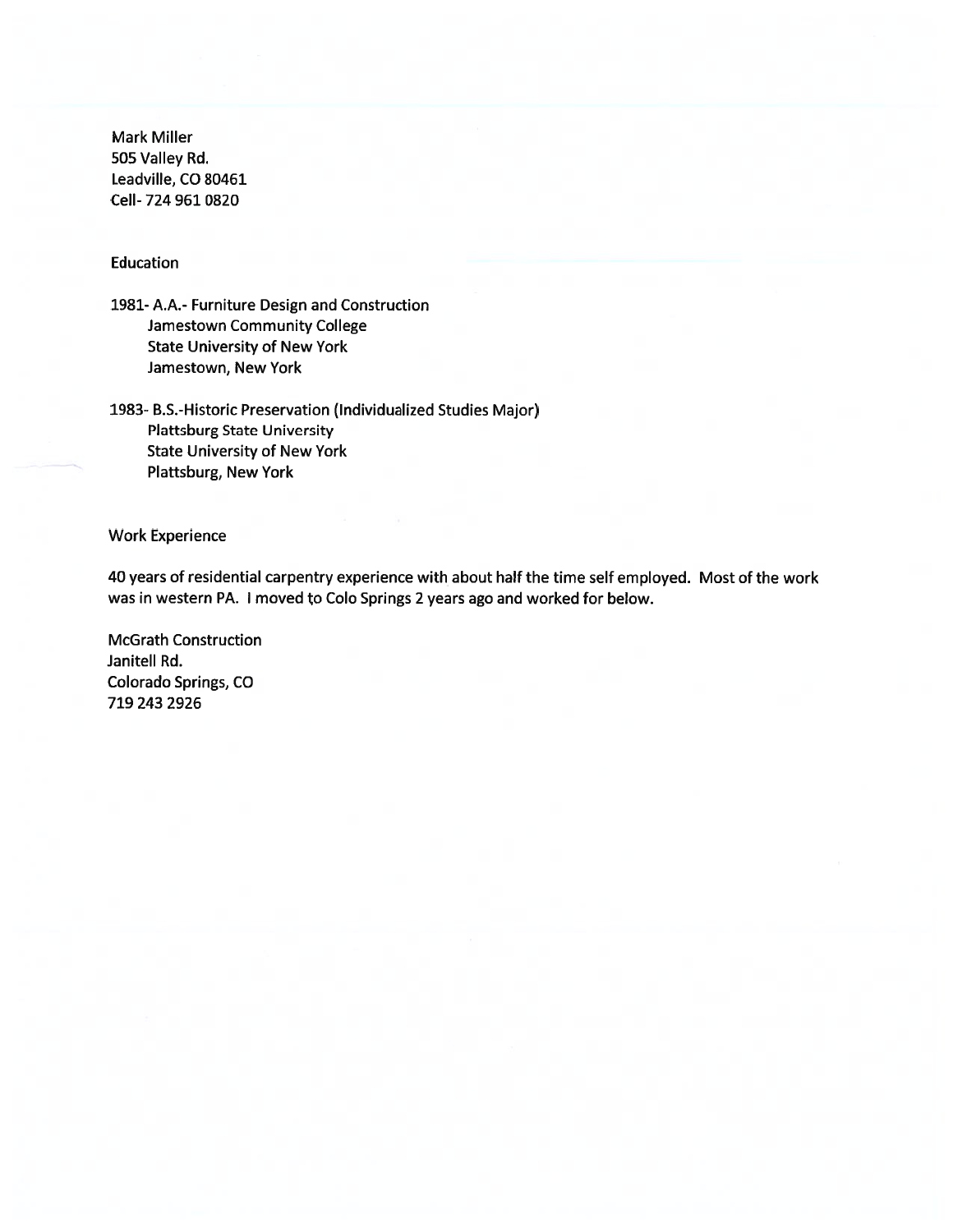Mark Miller
505 Valley Rd.
Leadville, CO 80461
Cell- 724 961 0820

## Education

1981- A.A.- Furniture Design and Construction
Jamestown Community College
State University of New York
Jamestown, New York

1983- B.S.-Historic Preservation (Individualized Studies Major)
Plattsburg State University
State University of New York
Plattsburg, New York

## Work Experience

40 years of residential carpentry experience with about half the time self employed. Most of the work was in western PA. I moved to Colo Springs 2 years ago and worked for below.

McGrath Construction
Janitell Rd.
Colorado Springs, CO
719 243 2926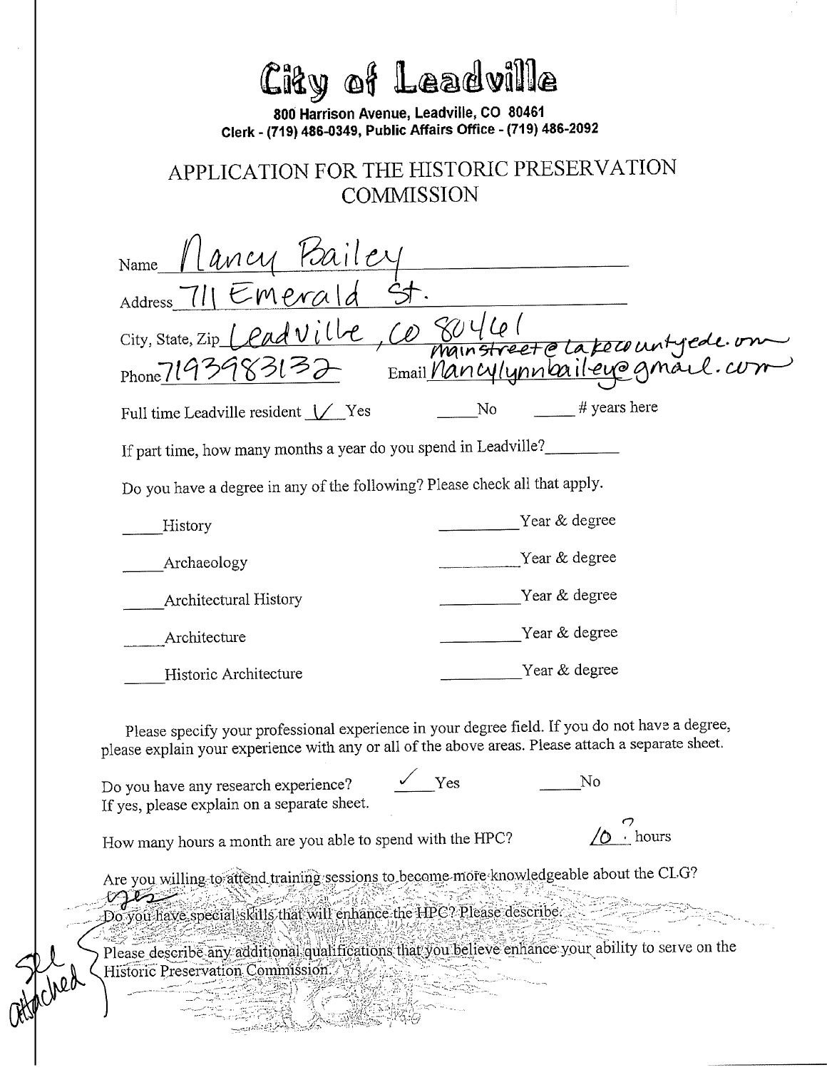# City of Leadville

**800 Harrison Avenue, Leadville, CO 80461**
**Clerk - (719) 486-0349, Public Affairs Office - (719) 486-2092**

## APPLICATION FOR THE HISTORIC PRESERVATION COMMISSION

Name Nancy Bailey

Address 711 Emerald St.

City, State, Zip Leadville, CO 80461

Phone 7193983132 Email nancylynnbailey@gmail.com mainstreet@lakecountyco.com

Full time Leadville resident ✓ Yes ____No ____# years here

If part time, how many months a year do you spend in Leadville?________

Do you have a degree in any of the following? Please check all that apply.

____History ________Year & degree

____Archaeology ________Year & degree

____Architectural History ________Year & degree

____Architecture ________Year & degree

____Historic Architecture ________Year & degree

Please specify your professional experience in your degree field. If you do not have a degree, please explain your experience with any or all of the above areas. Please attach a separate sheet.

Do you have any research experience? ✓ Yes ____No
If yes, please explain on a separate sheet.

How many hours a month are you able to spend with the HPC? 10? hours

Are you willing to attend training sessions to become more knowledgeable about the CLG?
yes

Do you have special skills that will enhance the HPC? Please describe.

Please describe any additional qualifications that you believe enhance your ability to serve on the Historic Preservation Commission.

See attached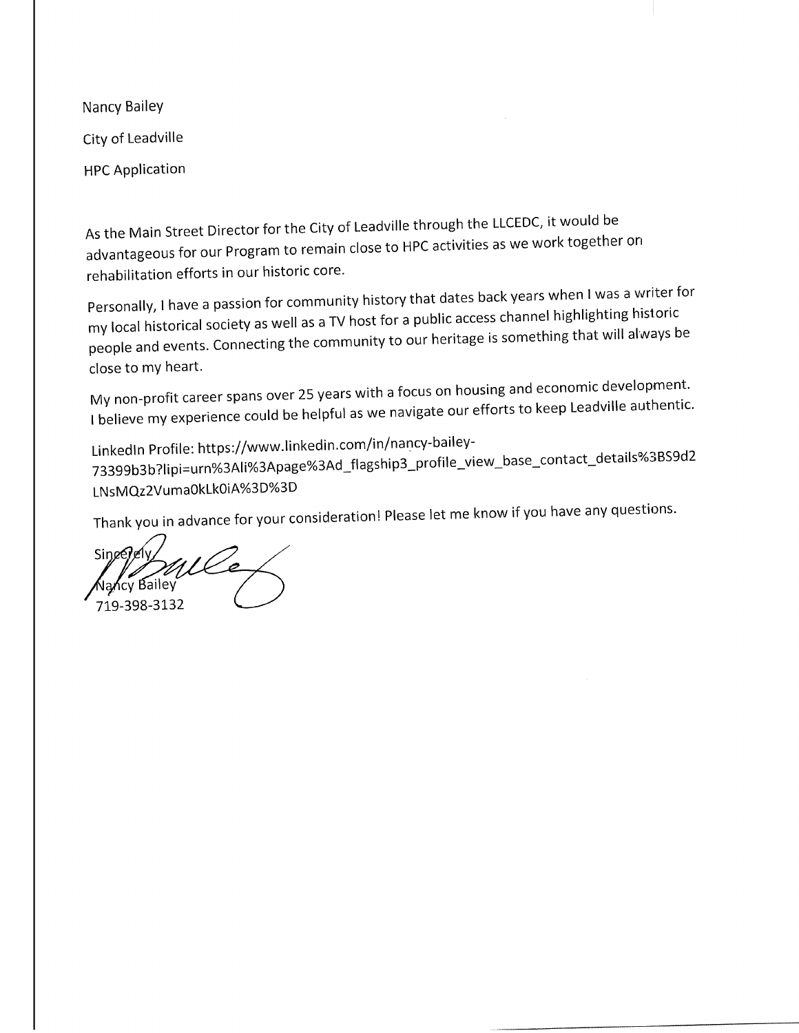Nancy Bailey

City of Leadville

HPC Application

As the Main Street Director for the City of Leadville through the LLCEDC, it would be advantageous for our Program to remain close to HPC activities as we work together on rehabilitation efforts in our historic core.

Personally, I have a passion for community history that dates back years when I was a writer for my local historical society as well as a TV host for a public access channel highlighting historic people and events. Connecting the community to our heritage is something that will always be close to my heart.

My non-profit career spans over 25 years with a focus on housing and economic development. I believe my experience could be helpful as we navigate our efforts to keep Leadville authentic.

LinkedIn Profile: https://www.linkedin.com/in/nancy-bailey-73399b3b?lipi=urn%3Ali%3Apage%3Ad_flagship3_profile_view_base_contact_details%3BS9d2LNsMQz2VumaOkLk0iA%3D%3D

Thank you in advance for your consideration! Please let me know if you have any questions.

Sincerely,

Nancy Bailey

719-398-3132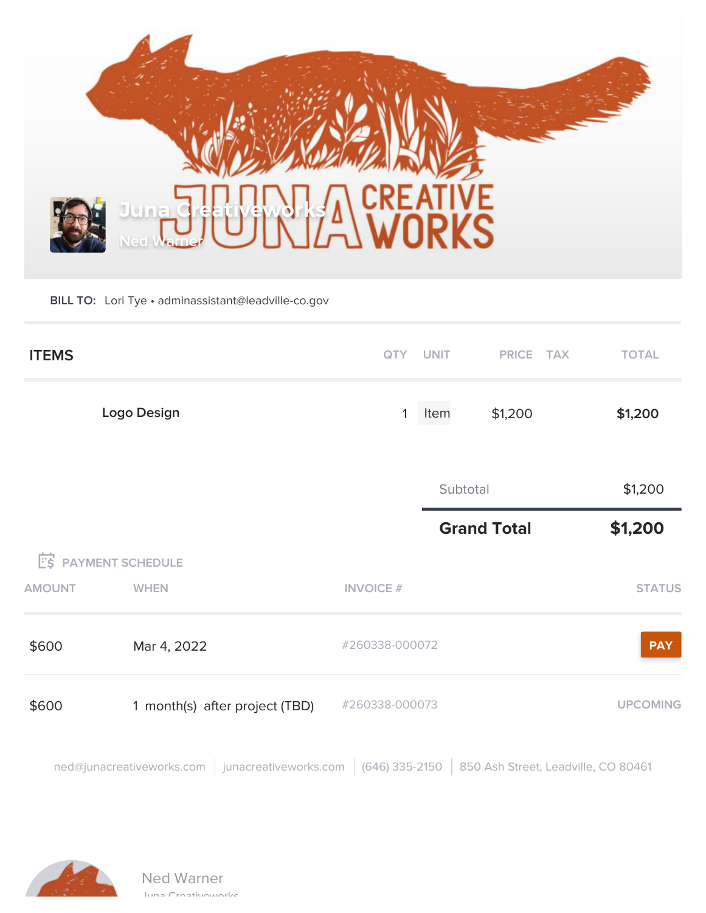# Juna Creativeworks

Ned Warner

**BILL TO:** Lori Tye • adminassistant@leadville-co.gov

| ITEMS | QTY | UNIT | PRICE | TAX | TOTAL |
|---|---|---|---|---|---|
| Logo Design | 1 | Item | $1,200 | | **$1,200** |

| | |
|---|---|
| Subtotal | $1,200 |
| **Grand Total** | **$1,200** |

## PAYMENT SCHEDULE

| AMOUNT | WHEN | INVOICE # | STATUS |
|---|---|---|---|
| $600 | Mar 4, 2022 | #260338-000072 | PAY |
| $600 | 1 month(s) after project (TBD) | #260338-000073 | UPCOMING |

ned@junacreativeworks.com | junacreativeworks.com | (646) 335-2150 | 850 Ash Street, Leadville, CO 80461

Ned Warner

Juna Creativeworks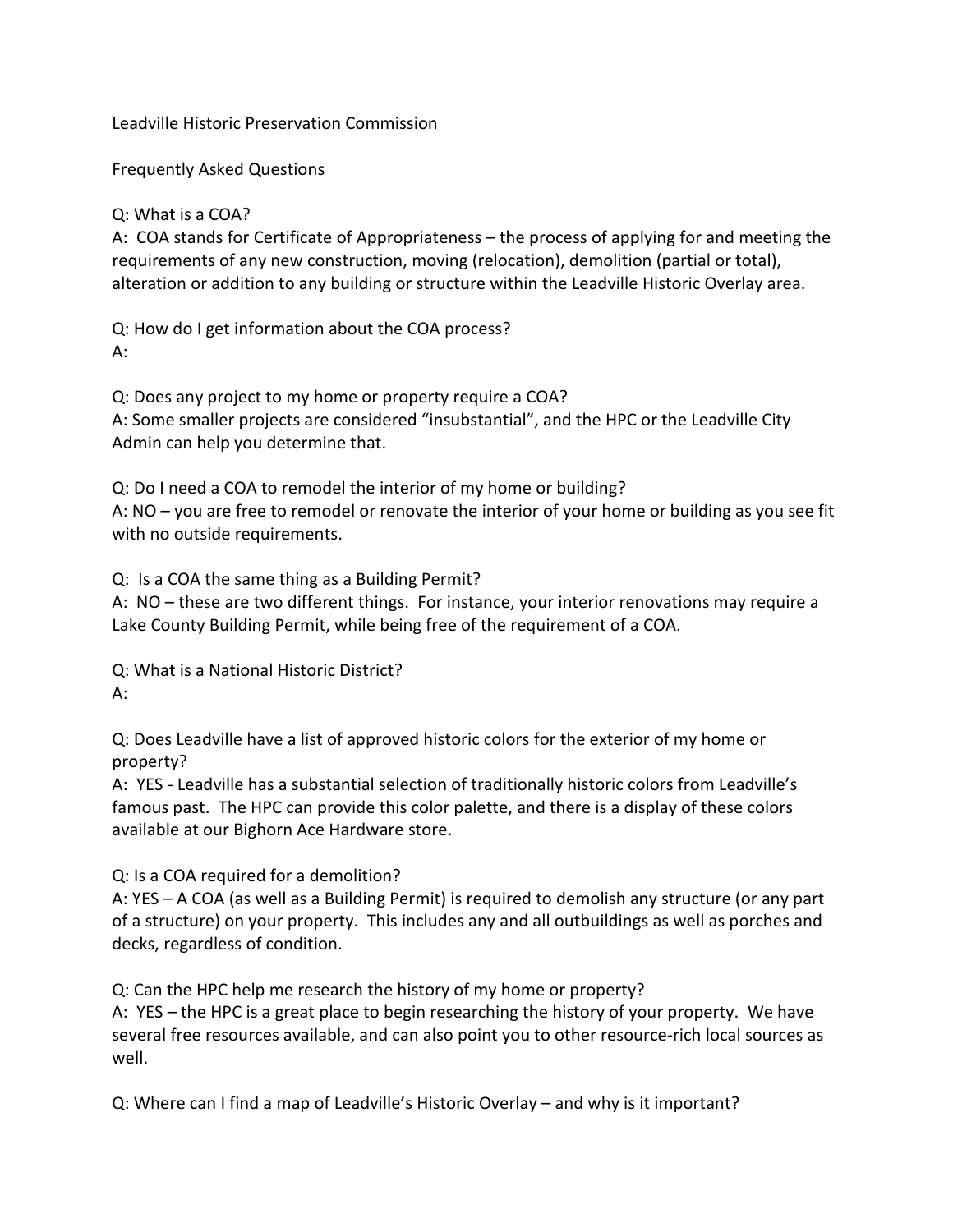Leadville Historic Preservation Commission

Frequently Asked Questions

Q: What is a COA?
A: COA stands for Certificate of Appropriateness – the process of applying for and meeting the requirements of any new construction, moving (relocation), demolition (partial or total), alteration or addition to any building or structure within the Leadville Historic Overlay area.

Q: How do I get information about the COA process?
A:

Q: Does any project to my home or property require a COA?
A: Some smaller projects are considered "insubstantial", and the HPC or the Leadville City Admin can help you determine that.

Q: Do I need a COA to remodel the interior of my home or building?
A: NO – you are free to remodel or renovate the interior of your home or building as you see fit with no outside requirements.

Q: Is a COA the same thing as a Building Permit?
A: NO – these are two different things. For instance, your interior renovations may require a Lake County Building Permit, while being free of the requirement of a COA.

Q: What is a National Historic District?
A:

Q: Does Leadville have a list of approved historic colors for the exterior of my home or property?
A: YES - Leadville has a substantial selection of traditionally historic colors from Leadville's famous past. The HPC can provide this color palette, and there is a display of these colors available at our Bighorn Ace Hardware store.

Q: Is a COA required for a demolition?
A: YES – A COA (as well as a Building Permit) is required to demolish any structure (or any part of a structure) on your property. This includes any and all outbuildings as well as porches and decks, regardless of condition.

Q: Can the HPC help me research the history of my home or property?
A: YES – the HPC is a great place to begin researching the history of your property. We have several free resources available, and can also point you to other resource-rich local sources as well.

Q: Where can I find a map of Leadville's Historic Overlay – and why is it important?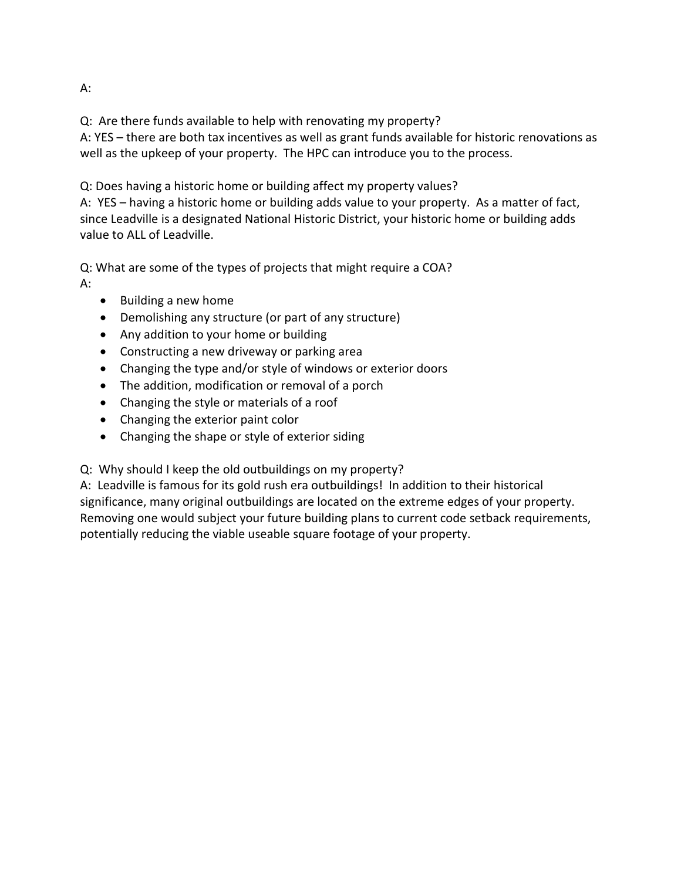A:

Q: Are there funds available to help with renovating my property?
A: YES – there are both tax incentives as well as grant funds available for historic renovations as well as the upkeep of your property. The HPC can introduce you to the process.

Q: Does having a historic home or building affect my property values?
A: YES – having a historic home or building adds value to your property. As a matter of fact, since Leadville is a designated National Historic District, your historic home or building adds value to ALL of Leadville.

Q: What are some of the types of projects that might require a COA?
A:

- Building a new home
- Demolishing any structure (or part of any structure)
- Any addition to your home or building
- Constructing a new driveway or parking area
- Changing the type and/or style of windows or exterior doors
- The addition, modification or removal of a porch
- Changing the style or materials of a roof
- Changing the exterior paint color
- Changing the shape or style of exterior siding

Q: Why should I keep the old outbuildings on my property?
A: Leadville is famous for its gold rush era outbuildings! In addition to their historical significance, many original outbuildings are located on the extreme edges of your property. Removing one would subject your future building plans to current code setback requirements, potentially reducing the viable useable square footage of your property.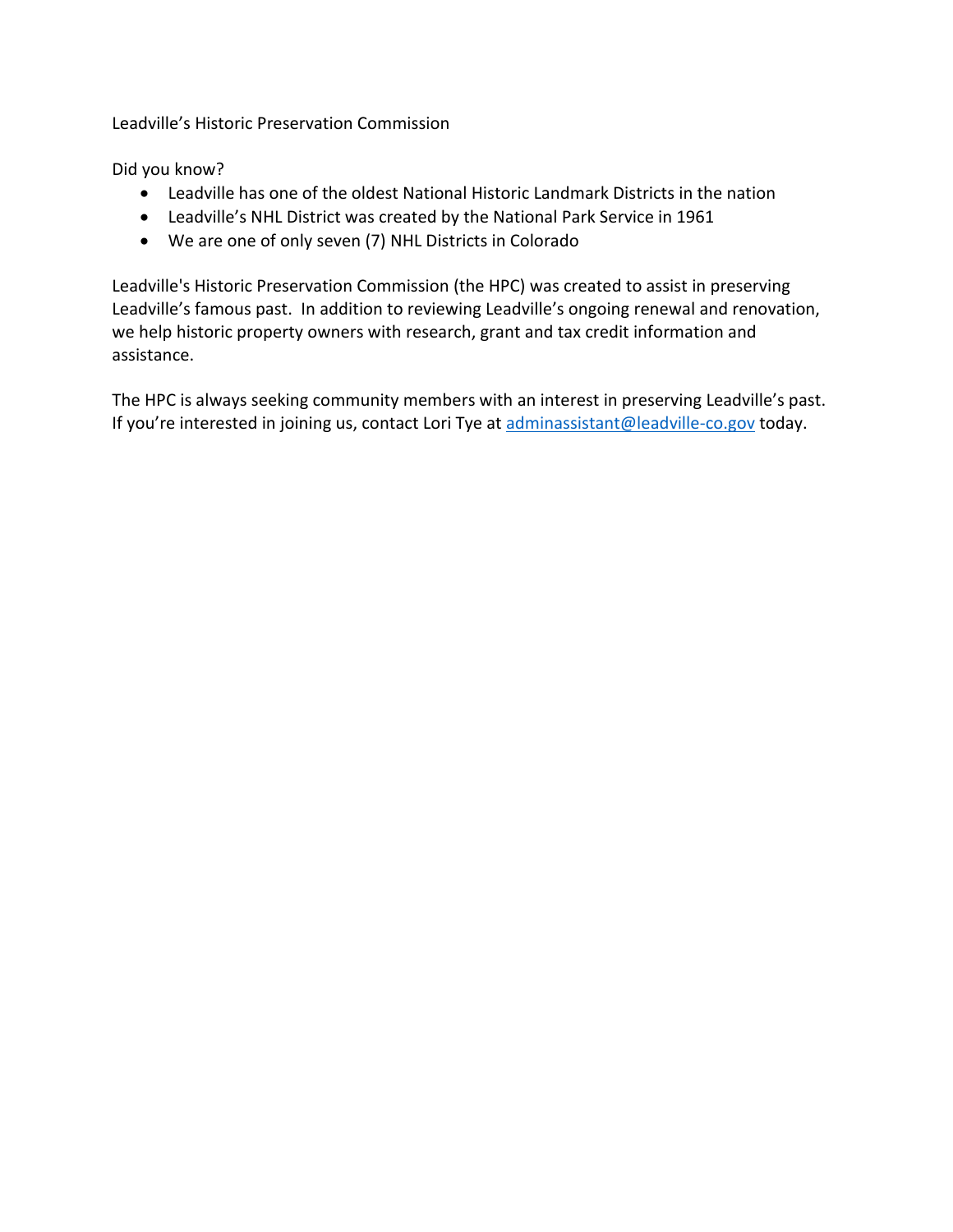Leadville's Historic Preservation Commission

Did you know?

- Leadville has one of the oldest National Historic Landmark Districts in the nation
- Leadville's NHL District was created by the National Park Service in 1961
- We are one of only seven (7) NHL Districts in Colorado

Leadville's Historic Preservation Commission (the HPC) was created to assist in preserving Leadville's famous past. In addition to reviewing Leadville's ongoing renewal and renovation, we help historic property owners with research, grant and tax credit information and assistance.

The HPC is always seeking community members with an interest in preserving Leadville's past. If you're interested in joining us, contact Lori Tye at adminassistant@leadville-co.gov today.